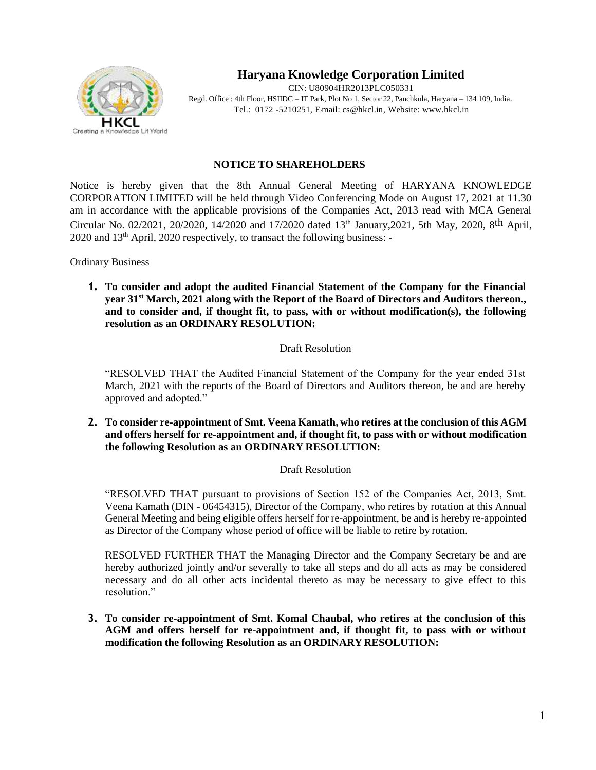# Haryana Knowledge Corporation Limited

CIN: U80904HR2013PLC050331
Regd. Office : 4th Floor, HSIIDC – IT Park, Plot No 1, Sector 22, Panchkula, Haryana – 134 109, India.
Tel.: 0172 -5210251, E-mail: cs@hkcl.in, Website: www.hkcl.in

## NOTICE TO SHAREHOLDERS

Notice is hereby given that the 8th Annual General Meeting of HARYANA KNOWLEDGE CORPORATION LIMITED will be held through Video Conferencing Mode on August 17, 2021 at 11.30 am in accordance with the applicable provisions of the Companies Act, 2013 read with MCA General Circular No. 02/2021, 20/2020, 14/2020 and 17/2020 dated 13th January,2021, 5th May, 2020, 8th April, 2020 and 13th April, 2020 respectively, to transact the following business: -

Ordinary Business

1. **To consider and adopt the audited Financial Statement of the Company for the Financial year 31st March, 2021 along with the Report of the Board of Directors and Auditors thereon., and to consider and, if thought fit, to pass, with or without modification(s), the following resolution as an ORDINARY RESOLUTION:**

   Draft Resolution

   "RESOLVED THAT the Audited Financial Statement of the Company for the year ended 31st March, 2021 with the reports of the Board of Directors and Auditors thereon, be and are hereby approved and adopted."

2. **To consider re-appointment of Smt. Veena Kamath, who retires at the conclusion of this AGM and offers herself for re-appointment and, if thought fit, to pass with or without modification the following Resolution as an ORDINARY RESOLUTION:**

   Draft Resolution

   "RESOLVED THAT pursuant to provisions of Section 152 of the Companies Act, 2013, Smt. Veena Kamath (DIN - 06454315), Director of the Company, who retires by rotation at this Annual General Meeting and being eligible offers herself for re-appointment, be and is hereby re-appointed as Director of the Company whose period of office will be liable to retire by rotation.

   RESOLVED FURTHER THAT the Managing Director and the Company Secretary be and are hereby authorized jointly and/or severally to take all steps and do all acts as may be considered necessary and do all other acts incidental thereto as may be necessary to give effect to this resolution."

3. **To consider re-appointment of Smt. Komal Chaubal, who retires at the conclusion of this AGM and offers herself for re-appointment and, if thought fit, to pass with or without modification the following Resolution as an ORDINARY RESOLUTION:**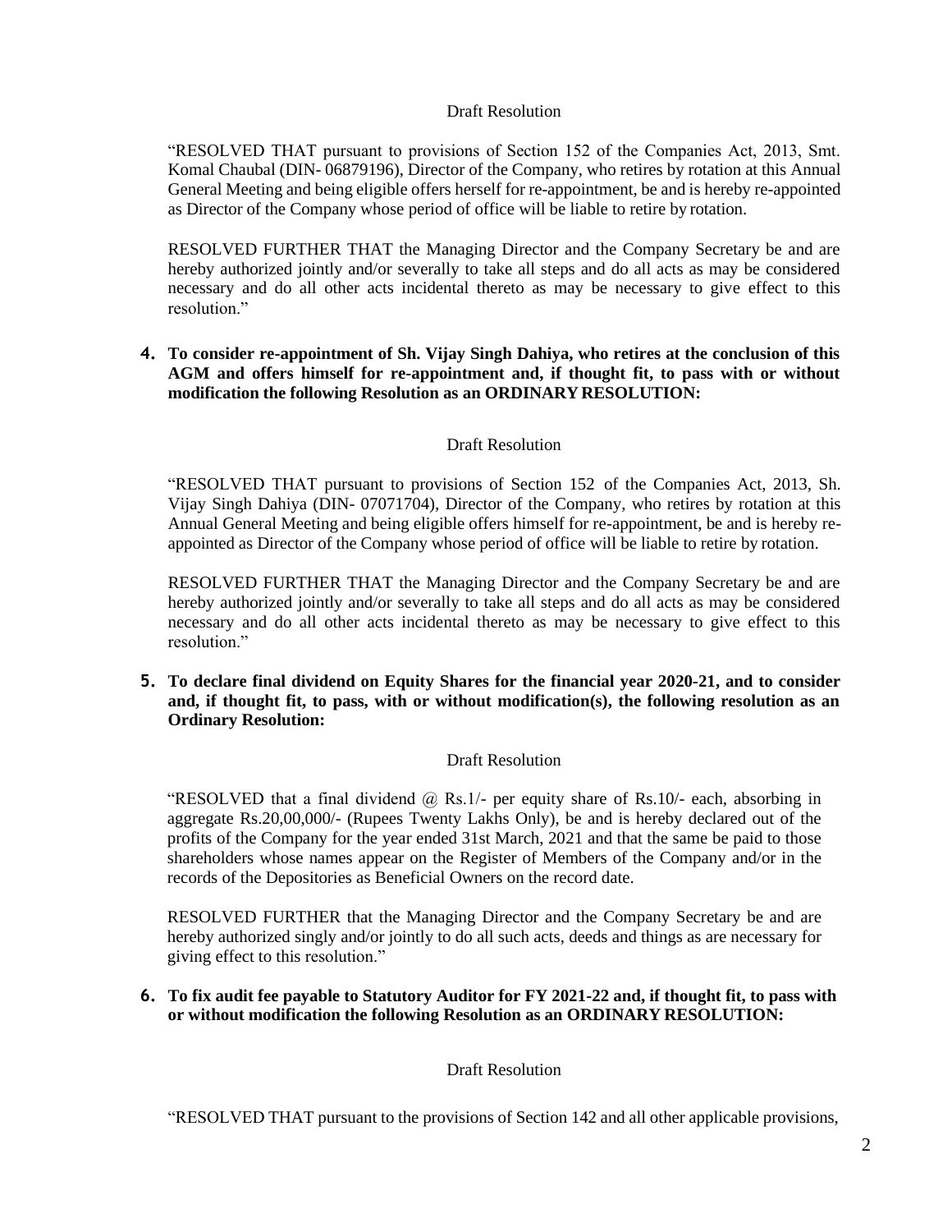Draft Resolution

"RESOLVED THAT pursuant to provisions of Section 152 of the Companies Act, 2013, Smt. Komal Chaubal (DIN- 06879196), Director of the Company, who retires by rotation at this Annual General Meeting and being eligible offers herself for re-appointment, be and is hereby re-appointed as Director of the Company whose period of office will be liable to retire by rotation.

RESOLVED FURTHER THAT the Managing Director and the Company Secretary be and are hereby authorized jointly and/or severally to take all steps and do all acts as may be considered necessary and do all other acts incidental thereto as may be necessary to give effect to this resolution."

4. **To consider re-appointment of Sh. Vijay Singh Dahiya, who retires at the conclusion of this AGM and offers himself for re-appointment and, if thought fit, to pass with or without modification the following Resolution as an ORDINARY RESOLUTION:**

Draft Resolution

"RESOLVED THAT pursuant to provisions of Section 152 of the Companies Act, 2013, Sh. Vijay Singh Dahiya (DIN- 07071704), Director of the Company, who retires by rotation at this Annual General Meeting and being eligible offers himself for re-appointment, be and is hereby re-appointed as Director of the Company whose period of office will be liable to retire by rotation.

RESOLVED FURTHER THAT the Managing Director and the Company Secretary be and are hereby authorized jointly and/or severally to take all steps and do all acts as may be considered necessary and do all other acts incidental thereto as may be necessary to give effect to this resolution."

5. **To declare final dividend on Equity Shares for the financial year 2020-21, and to consider and, if thought fit, to pass, with or without modification(s), the following resolution as an Ordinary Resolution:**

Draft Resolution

"RESOLVED that a final dividend @ Rs.1/- per equity share of Rs.10/- each, absorbing in aggregate Rs.20,00,000/- (Rupees Twenty Lakhs Only), be and is hereby declared out of the profits of the Company for the year ended 31st March, 2021 and that the same be paid to those shareholders whose names appear on the Register of Members of the Company and/or in the records of the Depositories as Beneficial Owners on the record date.

RESOLVED FURTHER that the Managing Director and the Company Secretary be and are hereby authorized singly and/or jointly to do all such acts, deeds and things as are necessary for giving effect to this resolution."

6. **To fix audit fee payable to Statutory Auditor for FY 2021-22 and, if thought fit, to pass with or without modification the following Resolution as an ORDINARY RESOLUTION:**

Draft Resolution

"RESOLVED THAT pursuant to the provisions of Section 142 and all other applicable provisions,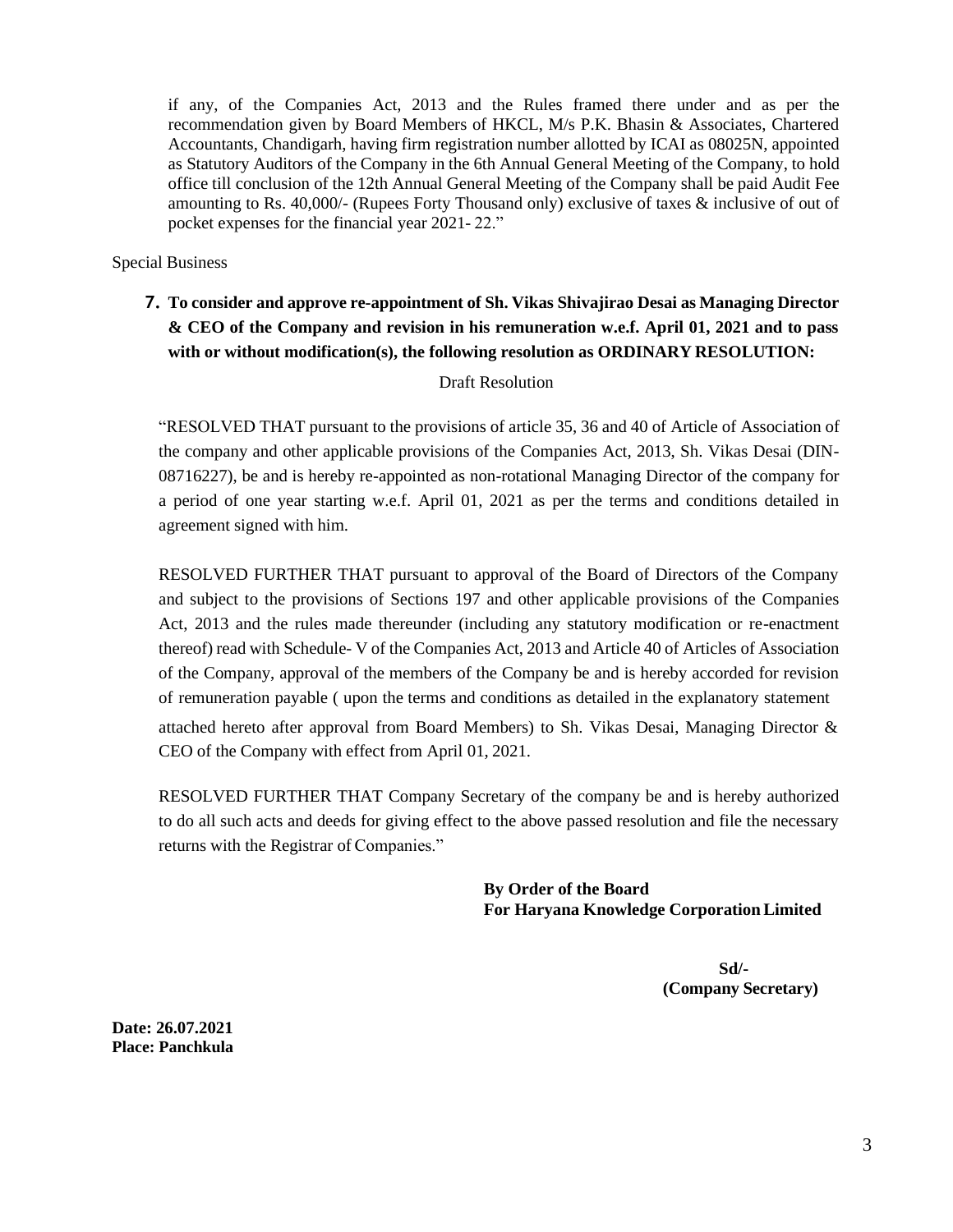if any, of the Companies Act, 2013 and the Rules framed there under and as per the recommendation given by Board Members of HKCL, M/s P.K. Bhasin & Associates, Chartered Accountants, Chandigarh, having firm registration number allotted by ICAI as 08025N, appointed as Statutory Auditors of the Company in the 6th Annual General Meeting of the Company, to hold office till conclusion of the 12th Annual General Meeting of the Company shall be paid Audit Fee amounting to Rs. 40,000/- (Rupees Forty Thousand only) exclusive of taxes & inclusive of out of pocket expenses for the financial year 2021- 22."

Special Business

7. **To consider and approve re-appointment of Sh. Vikas Shivajirao Desai as Managing Director & CEO of the Company and revision in his remuneration w.e.f. April 01, 2021 and to pass with or without modification(s), the following resolution as ORDINARY RESOLUTION:**

Draft Resolution

"RESOLVED THAT pursuant to the provisions of article 35, 36 and 40 of Article of Association of the company and other applicable provisions of the Companies Act, 2013, Sh. Vikas Desai (DIN-08716227), be and is hereby re-appointed as non-rotational Managing Director of the company for a period of one year starting w.e.f. April 01, 2021 as per the terms and conditions detailed in agreement signed with him.

RESOLVED FURTHER THAT pursuant to approval of the Board of Directors of the Company and subject to the provisions of Sections 197 and other applicable provisions of the Companies Act, 2013 and the rules made thereunder (including any statutory modification or re-enactment thereof) read with Schedule- V of the Companies Act, 2013 and Article 40 of Articles of Association of the Company, approval of the members of the Company be and is hereby accorded for revision of remuneration payable ( upon the terms and conditions as detailed in the explanatory statement attached hereto after approval from Board Members) to Sh. Vikas Desai, Managing Director & CEO of the Company with effect from April 01, 2021.

RESOLVED FURTHER THAT Company Secretary of the company be and is hereby authorized to do all such acts and deeds for giving effect to the above passed resolution and file the necessary returns with the Registrar of Companies."

**By Order of the Board**
**For Haryana Knowledge Corporation Limited**

**Sd/-**
**(Company Secretary)**

**Date: 26.07.2021**
**Place: Panchkula**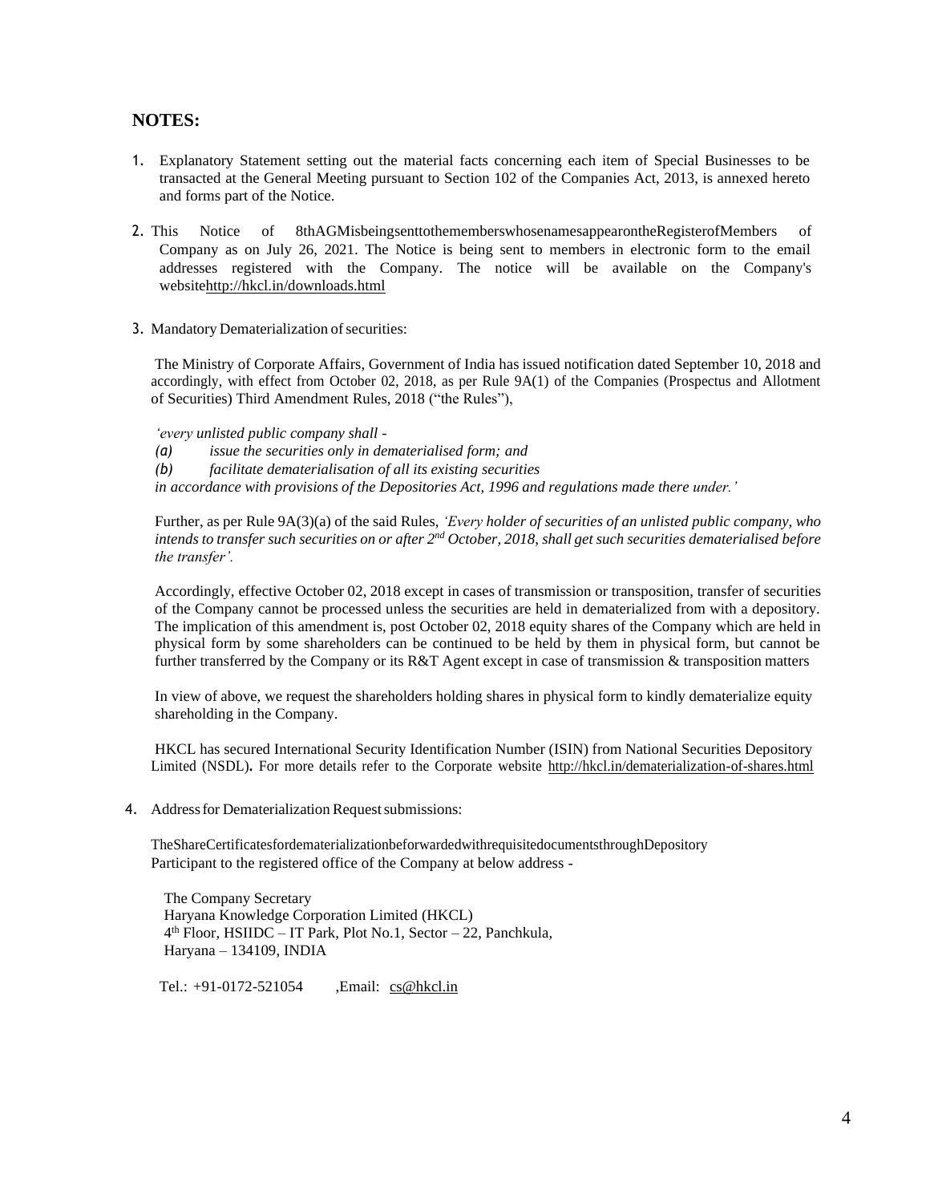## NOTES:

1. Explanatory Statement setting out the material facts concerning each item of Special Businesses to be transacted at the General Meeting pursuant to Section 102 of the Companies Act, 2013, is annexed hereto and forms part of the Notice.

2. This Notice of 8thAGMisbeingsenttothememberswhosenamesappearontheRegisterofMembers of Company as on July 26, 2021. The Notice is being sent to members in electronic form to the email addresses registered with the Company. The notice will be available on the Company's websitehttp://hkcl.in/downloads.html

3. Mandatory Dematerialization of securities:

   The Ministry of Corporate Affairs, Government of India has issued notification dated September 10, 2018 and accordingly, with effect from October 02, 2018, as per Rule 9A(1) of the Companies (Prospectus and Allotment of Securities) Third Amendment Rules, 2018 ("the Rules"),

   *'every unlisted public company shall -*
   *(a) issue the securities only in dematerialised form; and*
   *(b) facilitate dematerialisation of all its existing securities*
   *in accordance with provisions of the Depositories Act, 1996 and regulations made there under.'*

   Further, as per Rule 9A(3)(a) of the said Rules, *'Every holder of securities of an unlisted public company, who intends to transfer such securities on or after 2nd October, 2018, shall get such securities dematerialised before the transfer'.*

   Accordingly, effective October 02, 2018 except in cases of transmission or transposition, transfer of securities of the Company cannot be processed unless the securities are held in dematerialized from with a depository. The implication of this amendment is, post October 02, 2018 equity shares of the Company which are held in physical form by some shareholders can be continued to be held by them in physical form, but cannot be further transferred by the Company or its R&T Agent except in case of transmission & transposition matters

   In view of above, we request the shareholders holding shares in physical form to kindly dematerialize equity shareholding in the Company.

   HKCL has secured International Security Identification Number (ISIN) from National Securities Depository Limited (NSDL). For more details refer to the Corporate website http://hkcl.in/dematerialization-of-shares.html

4. Address for Dematerialization Request submissions:

   TheShareCertificatesfordematerializationbeforwardedwithrequisitedocumentsthroughDepository Participant to the registered office of the Company at below address -

   The Company Secretary
   Haryana Knowledge Corporation Limited (HKCL)
   4th Floor, HSIIDC – IT Park, Plot No.1, Sector – 22, Panchkula,
   Haryana – 134109, INDIA

   Tel.: +91-0172-521054 ,Email: cs@hkcl.in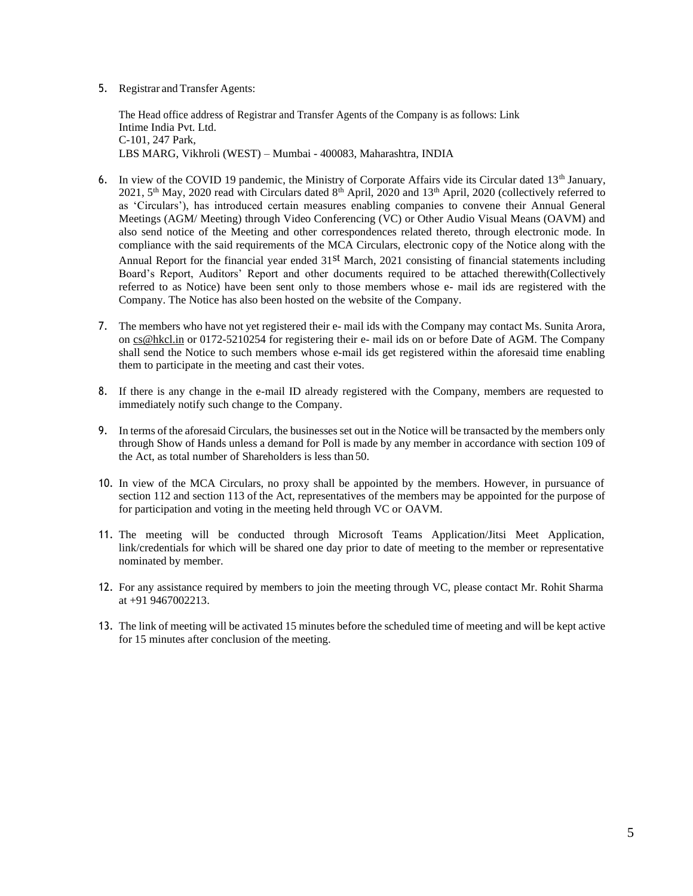5. Registrar and Transfer Agents:

   The Head office address of Registrar and Transfer Agents of the Company is as follows: Link Intime India Pvt. Ltd.
   C-101, 247 Park,
   LBS MARG, Vikhroli (WEST) – Mumbai - 400083, Maharashtra, INDIA

6. In view of the COVID 19 pandemic, the Ministry of Corporate Affairs vide its Circular dated 13th January, 2021, 5th May, 2020 read with Circulars dated 8th April, 2020 and 13th April, 2020 (collectively referred to as 'Circulars'), has introduced certain measures enabling companies to convene their Annual General Meetings (AGM/ Meeting) through Video Conferencing (VC) or Other Audio Visual Means (OAVM) and also send notice of the Meeting and other correspondences related thereto, through electronic mode. In compliance with the said requirements of the MCA Circulars, electronic copy of the Notice along with the Annual Report for the financial year ended 31st March, 2021 consisting of financial statements including Board's Report, Auditors' Report and other documents required to be attached therewith(Collectively referred to as Notice) have been sent only to those members whose e- mail ids are registered with the Company. The Notice has also been hosted on the website of the Company.

7. The members who have not yet registered their e- mail ids with the Company may contact Ms. Sunita Arora, on cs@hkcl.in or 0172-5210254 for registering their e- mail ids on or before Date of AGM. The Company shall send the Notice to such members whose e-mail ids get registered within the aforesaid time enabling them to participate in the meeting and cast their votes.

8. If there is any change in the e-mail ID already registered with the Company, members are requested to immediately notify such change to the Company.

9. In terms of the aforesaid Circulars, the businesses set out in the Notice will be transacted by the members only through Show of Hands unless a demand for Poll is made by any member in accordance with section 109 of the Act, as total number of Shareholders is less than 50.

10. In view of the MCA Circulars, no proxy shall be appointed by the members. However, in pursuance of section 112 and section 113 of the Act, representatives of the members may be appointed for the purpose of for participation and voting in the meeting held through VC or OAVM.

11. The meeting will be conducted through Microsoft Teams Application/Jitsi Meet Application, link/credentials for which will be shared one day prior to date of meeting to the member or representative nominated by member.

12. For any assistance required by members to join the meeting through VC, please contact Mr. Rohit Sharma at +91 9467002213.

13. The link of meeting will be activated 15 minutes before the scheduled time of meeting and will be kept active for 15 minutes after conclusion of the meeting.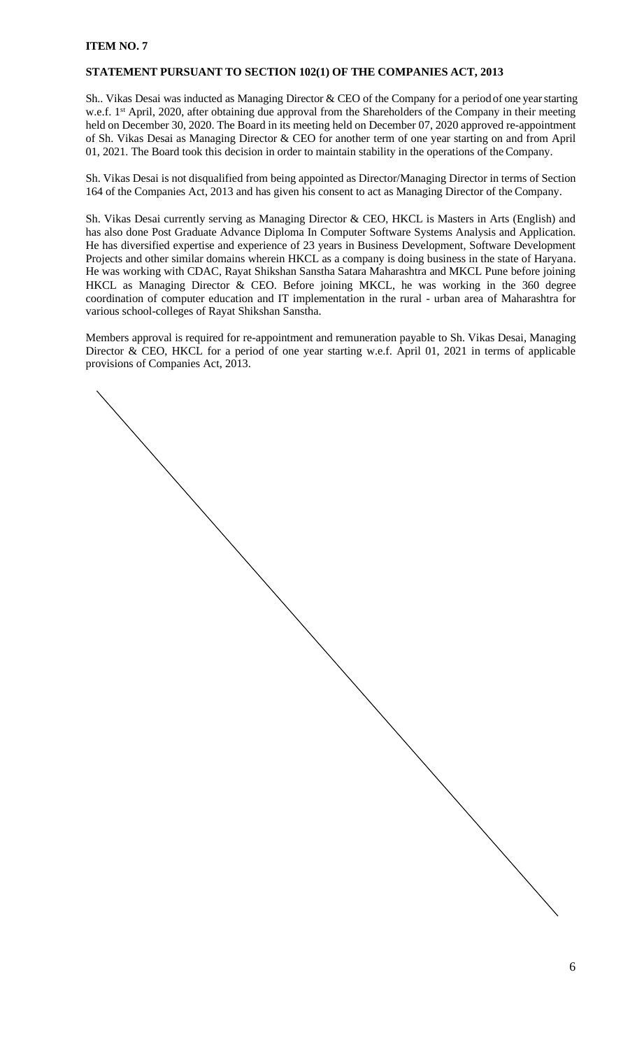**ITEM NO. 7**

**STATEMENT PURSUANT TO SECTION 102(1) OF THE COMPANIES ACT, 2013**

Sh.. Vikas Desai was inducted as Managing Director & CEO of the Company for a period of one year starting w.e.f. 1st April, 2020, after obtaining due approval from the Shareholders of the Company in their meeting held on December 30, 2020. The Board in its meeting held on December 07, 2020 approved re-appointment of Sh. Vikas Desai as Managing Director & CEO for another term of one year starting on and from April 01, 2021. The Board took this decision in order to maintain stability in the operations of the Company.

Sh. Vikas Desai is not disqualified from being appointed as Director/Managing Director in terms of Section 164 of the Companies Act, 2013 and has given his consent to act as Managing Director of the Company.

Sh. Vikas Desai currently serving as Managing Director & CEO, HKCL is Masters in Arts (English) and has also done Post Graduate Advance Diploma In Computer Software Systems Analysis and Application. He has diversified expertise and experience of 23 years in Business Development, Software Development Projects and other similar domains wherein HKCL as a company is doing business in the state of Haryana. He was working with CDAC, Rayat Shikshan Sanstha Satara Maharashtra and MKCL Pune before joining HKCL as Managing Director & CEO. Before joining MKCL, he was working in the 360 degree coordination of computer education and IT implementation in the rural - urban area of Maharashtra for various school-colleges of Rayat Shikshan Sanstha.

Members approval is required for re-appointment and remuneration payable to Sh. Vikas Desai, Managing Director & CEO, HKCL for a period of one year starting w.e.f. April 01, 2021 in terms of applicable provisions of Companies Act, 2013.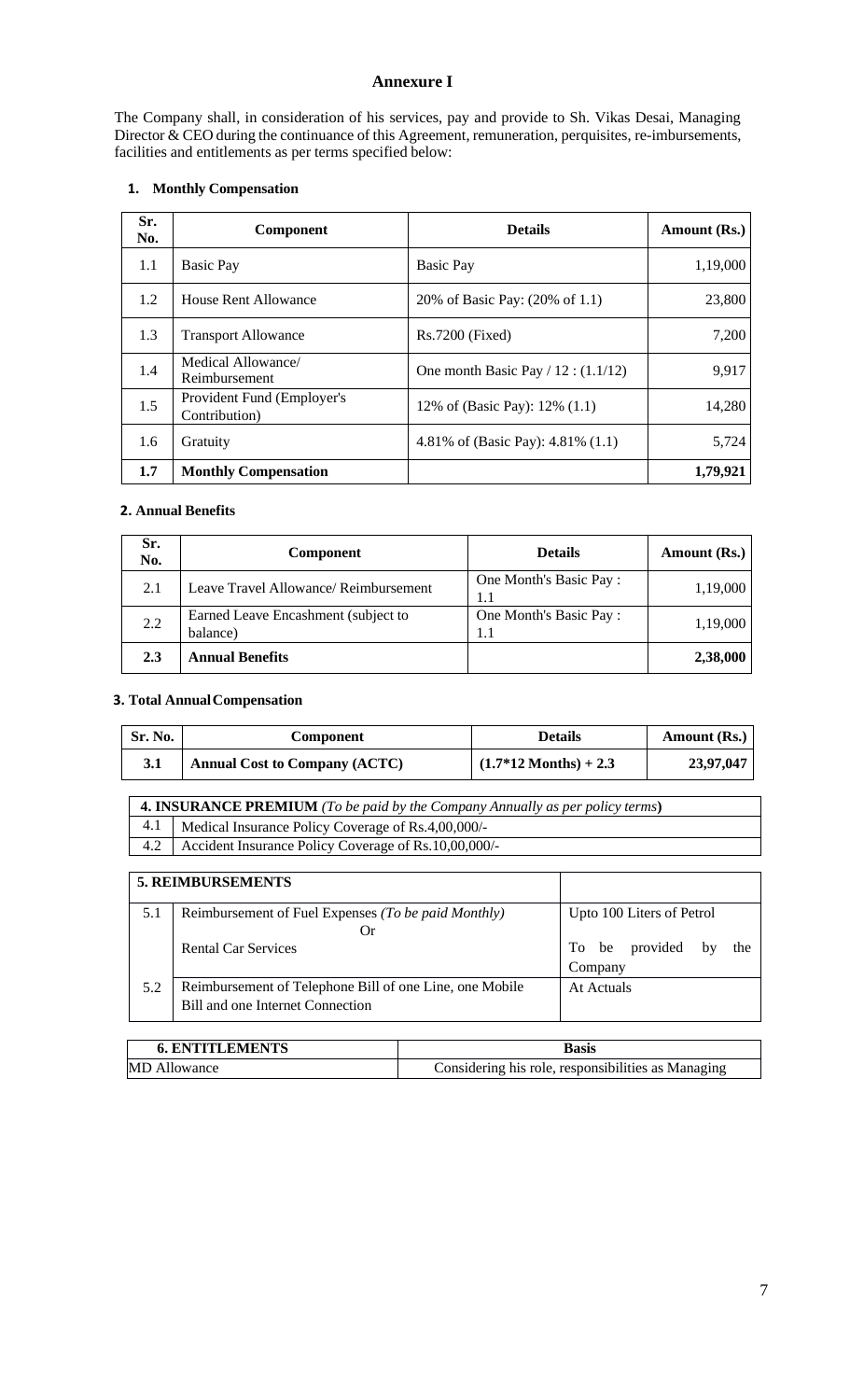# Annexure I

The Company shall, in consideration of his services, pay and provide to Sh. Vikas Desai, Managing Director & CEO during the continuance of this Agreement, remuneration, perquisites, re-imbursements, facilities and entitlements as per terms specified below:

### 1. Monthly Compensation

| Sr. No. | Component | Details | Amount (Rs.) |
|---|---|---|---|
| 1.1 | Basic Pay | Basic Pay | 1,19,000 |
| 1.2 | House Rent Allowance | 20% of Basic Pay: (20% of 1.1) | 23,800 |
| 1.3 | Transport Allowance | Rs.7200 (Fixed) | 7,200 |
| 1.4 | Medical Allowance/ Reimbursement | One month Basic Pay / 12 : (1.1/12) | 9,917 |
| 1.5 | Provident Fund (Employer's Contribution) | 12% of (Basic Pay): 12% (1.1) | 14,280 |
| 1.6 | Gratuity | 4.81% of (Basic Pay): 4.81% (1.1) | 5,724 |
| **1.7** | **Monthly Compensation** | | **1,79,921** |

### 2. Annual Benefits

| Sr. No. | Component | Details | Amount (Rs.) |
|---|---|---|---|
| 2.1 | Leave Travel Allowance/ Reimbursement | One Month's Basic Pay : 1.1 | 1,19,000 |
| 2.2 | Earned Leave Encashment (subject to balance) | One Month's Basic Pay : 1.1 | 1,19,000 |
| **2.3** | **Annual Benefits** | | **2,38,000** |

### 3. Total Annual Compensation

| Sr. No. | Component | Details | Amount (Rs.) |
|---|---|---|---|
| **3.1** | **Annual Cost to Company (ACTC)** | **(1.7*12 Months) + 2.3** | **23,97,047** |

| **4. INSURANCE PREMIUM** *(To be paid by the Company Annually as per policy terms)* | |
|---|---|
| 4.1 | Medical Insurance Policy Coverage of Rs.4,00,000/- |
| 4.2 | Accident Insurance Policy Coverage of Rs.10,00,000/- |

| | **5. REIMBURSEMENTS** | |
|---|---|---|
| 5.1 | Reimbursement of Fuel Expenses *(To be paid Monthly)* | Upto 100 Liters of Petrol |
| | Or | |
| | Rental Car Services | To be provided by the Company |
| 5.2 | Reimbursement of Telephone Bill of one Line, one Mobile Bill and one Internet Connection | At Actuals |

| **6. ENTITLEMENTS** | **Basis** |
|---|---|
| MD Allowance | Considering his role, responsibilities as Managing |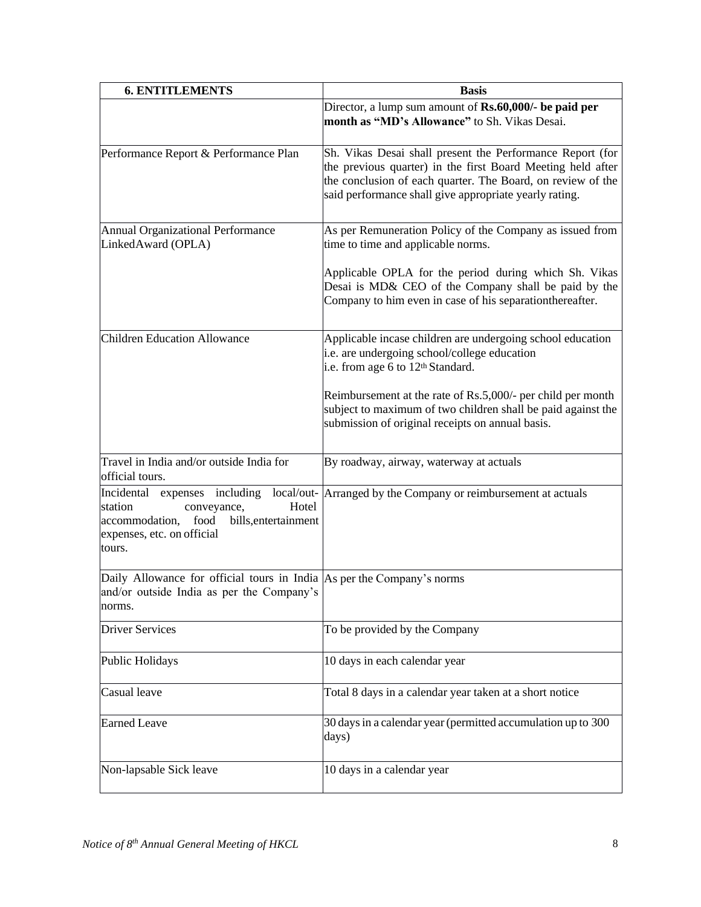| **6. ENTITLEMENTS** | **Basis** |
|---|---|
| | Director, a lump sum amount of **Rs.60,000/- be paid per month as "MD's Allowance"** to Sh. Vikas Desai. |
| Performance Report & Performance Plan | Sh. Vikas Desai shall present the Performance Report (for the previous quarter) in the first Board Meeting held after the conclusion of each quarter. The Board, on review of the said performance shall give appropriate yearly rating. |
| Annual Organizational Performance LinkedAward (OPLA) | As per Remuneration Policy of the Company as issued from time to time and applicable norms.<br><br>Applicable OPLA for the period during which Sh. Vikas Desai is MD& CEO of the Company shall be paid by the Company to him even in case of his separationthereafter. |
| Children Education Allowance | Applicable incase children are undergoing school education i.e. are undergoing school/college education i.e. from age 6 to 12th Standard.<br><br>Reimbursement at the rate of Rs.5,000/- per child per month subject to maximum of two children shall be paid against the submission of original receipts on annual basis. |
| Travel in India and/or outside India for official tours. | By roadway, airway, waterway at actuals |
| Incidental expenses including local/out-station conveyance, Hotel accommodation, food bills,entertainment expenses, etc. on official tours. | Arranged by the Company or reimbursement at actuals |
| Daily Allowance for official tours in India and/or outside India as per the Company's norms. | As per the Company's norms |
| Driver Services | To be provided by the Company |
| Public Holidays | 10 days in each calendar year |
| Casual leave | Total 8 days in a calendar year taken at a short notice |
| Earned Leave | 30 days in a calendar year (permitted accumulation up to 300 days) |
| Non-lapsable Sick leave | 10 days in a calendar year |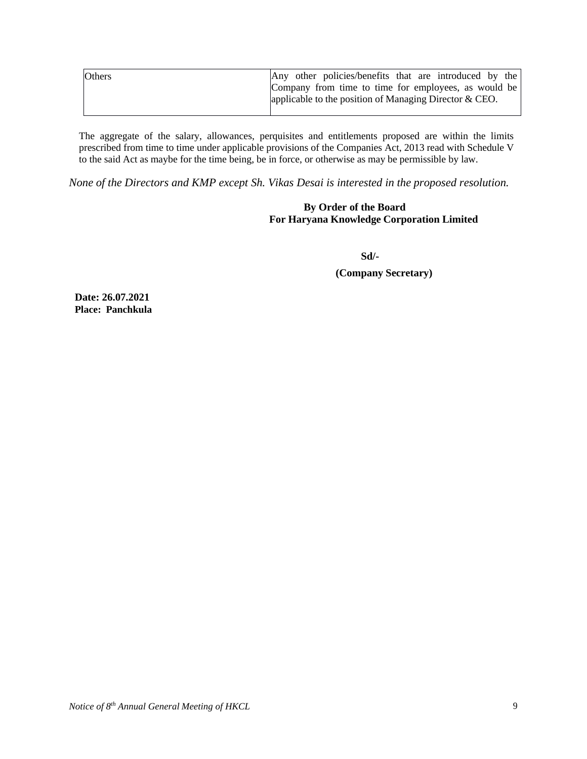| | |
|---|---|
| Others | Any other policies/benefits that are introduced by the Company from time to time for employees, as would be applicable to the position of Managing Director & CEO. |

The aggregate of the salary, allowances, perquisites and entitlements proposed are within the limits prescribed from time to time under applicable provisions of the Companies Act, 2013 read with Schedule V to the said Act as maybe for the time being, be in force, or otherwise as may be permissible by law.

*None of the Directors and KMP except Sh. Vikas Desai is interested in the proposed resolution.*

**By Order of the Board**
**For Haryana Knowledge Corporation Limited**

**Sd/-**

**(Company Secretary)**

**Date: 26.07.2021**
**Place: Panchkula**